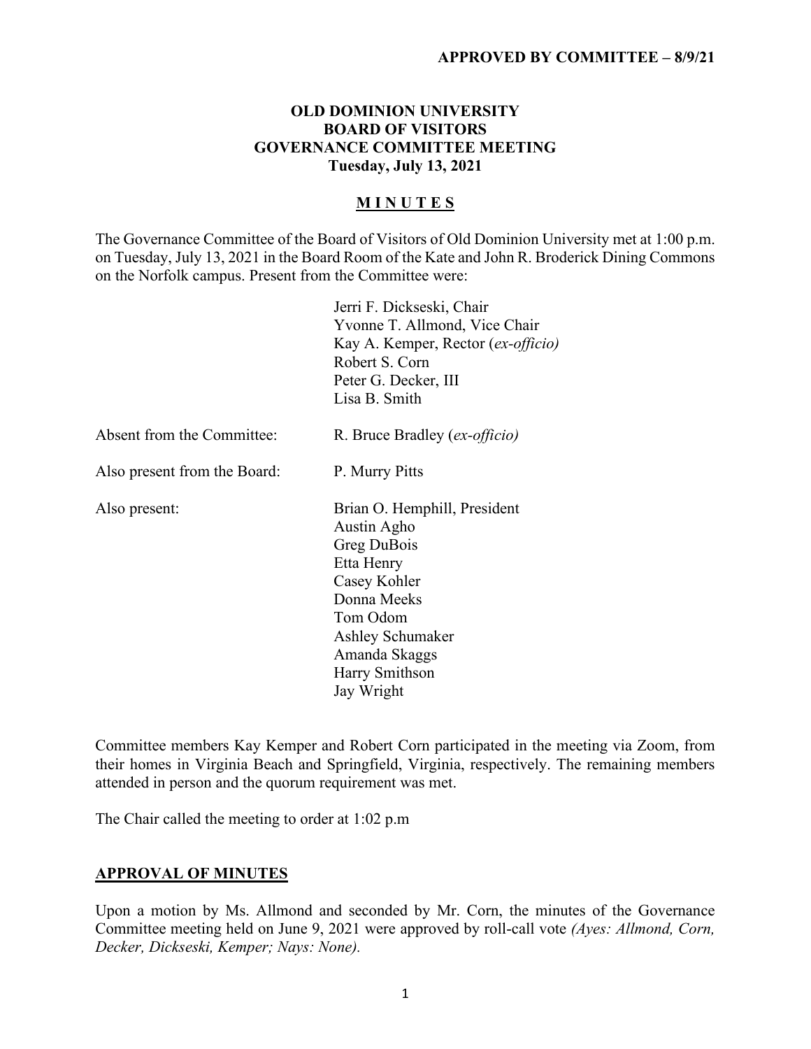**APPROVED BY COMMITTEE – 8/9/21**

# OLD DOMINION UNIVERSITY
# BOARD OF VISITORS
# GOVERNANCE COMMITTEE MEETING
**Tuesday, July 13, 2021**

## M I N U T E S

The Governance Committee of the Board of Visitors of Old Dominion University met at 1:00 p.m. on Tuesday, July 13, 2021 in the Board Room of the Kate and John R. Broderick Dining Commons on the Norfolk campus. Present from the Committee were:

Jerri F. Dickseski, Chair
Yvonne T. Allmond, Vice Chair
Kay A. Kemper, Rector (*ex-officio)*
Robert S. Corn
Peter G. Decker, III
Lisa B. Smith

Absent from the Committee: R. Bruce Bradley (*ex-officio)*

Also present from the Board: P. Murry Pitts

Also present:
Brian O. Hemphill, President
Austin Agho
Greg DuBois
Etta Henry
Casey Kohler
Donna Meeks
Tom Odom
Ashley Schumaker
Amanda Skaggs
Harry Smithson
Jay Wright

Committee members Kay Kemper and Robert Corn participated in the meeting via Zoom, from their homes in Virginia Beach and Springfield, Virginia, respectively. The remaining members attended in person and the quorum requirement was met.

The Chair called the meeting to order at 1:02 p.m

## APPROVAL OF MINUTES

Upon a motion by Ms. Allmond and seconded by Mr. Corn, the minutes of the Governance Committee meeting held on June 9, 2021 were approved by roll-call vote *(Ayes: Allmond, Corn, Decker, Dickseski, Kemper; Nays: None).*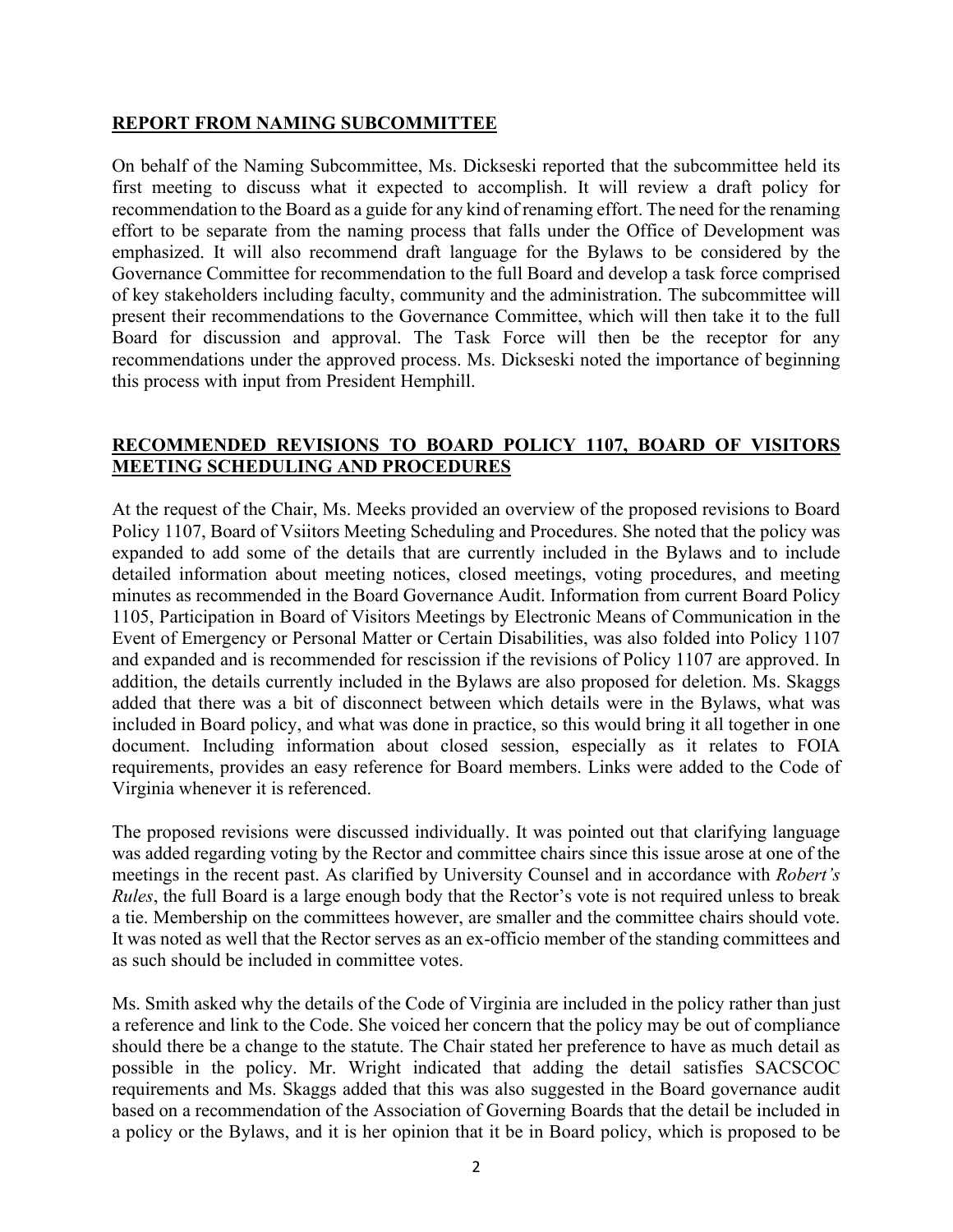## **REPORT FROM NAMING SUBCOMMITTEE**

On behalf of the Naming Subcommittee, Ms. Dickseski reported that the subcommittee held its first meeting to discuss what it expected to accomplish. It will review a draft policy for recommendation to the Board as a guide for any kind of renaming effort. The need for the renaming effort to be separate from the naming process that falls under the Office of Development was emphasized. It will also recommend draft language for the Bylaws to be considered by the Governance Committee for recommendation to the full Board and develop a task force comprised of key stakeholders including faculty, community and the administration. The subcommittee will present their recommendations to the Governance Committee, which will then take it to the full Board for discussion and approval. The Task Force will then be the receptor for any recommendations under the approved process. Ms. Dickseski noted the importance of beginning this process with input from President Hemphill.

## **RECOMMENDED REVISIONS TO BOARD POLICY 1107, BOARD OF VISITORS MEETING SCHEDULING AND PROCEDURES**

At the request of the Chair, Ms. Meeks provided an overview of the proposed revisions to Board Policy 1107, Board of Vsiitors Meeting Scheduling and Procedures. She noted that the policy was expanded to add some of the details that are currently included in the Bylaws and to include detailed information about meeting notices, closed meetings, voting procedures, and meeting minutes as recommended in the Board Governance Audit. Information from current Board Policy 1105, Participation in Board of Visitors Meetings by Electronic Means of Communication in the Event of Emergency or Personal Matter or Certain Disabilities, was also folded into Policy 1107 and expanded and is recommended for rescission if the revisions of Policy 1107 are approved. In addition, the details currently included in the Bylaws are also proposed for deletion. Ms. Skaggs added that there was a bit of disconnect between which details were in the Bylaws, what was included in Board policy, and what was done in practice, so this would bring it all together in one document. Including information about closed session, especially as it relates to FOIA requirements, provides an easy reference for Board members. Links were added to the Code of Virginia whenever it is referenced.

The proposed revisions were discussed individually. It was pointed out that clarifying language was added regarding voting by the Rector and committee chairs since this issue arose at one of the meetings in the recent past. As clarified by University Counsel and in accordance with *Robert's Rules*, the full Board is a large enough body that the Rector's vote is not required unless to break a tie. Membership on the committees however, are smaller and the committee chairs should vote. It was noted as well that the Rector serves as an ex-officio member of the standing committees and as such should be included in committee votes.

Ms. Smith asked why the details of the Code of Virginia are included in the policy rather than just a reference and link to the Code. She voiced her concern that the policy may be out of compliance should there be a change to the statute. The Chair stated her preference to have as much detail as possible in the policy. Mr. Wright indicated that adding the detail satisfies SACSCOC requirements and Ms. Skaggs added that this was also suggested in the Board governance audit based on a recommendation of the Association of Governing Boards that the detail be included in a policy or the Bylaws, and it is her opinion that it be in Board policy, which is proposed to be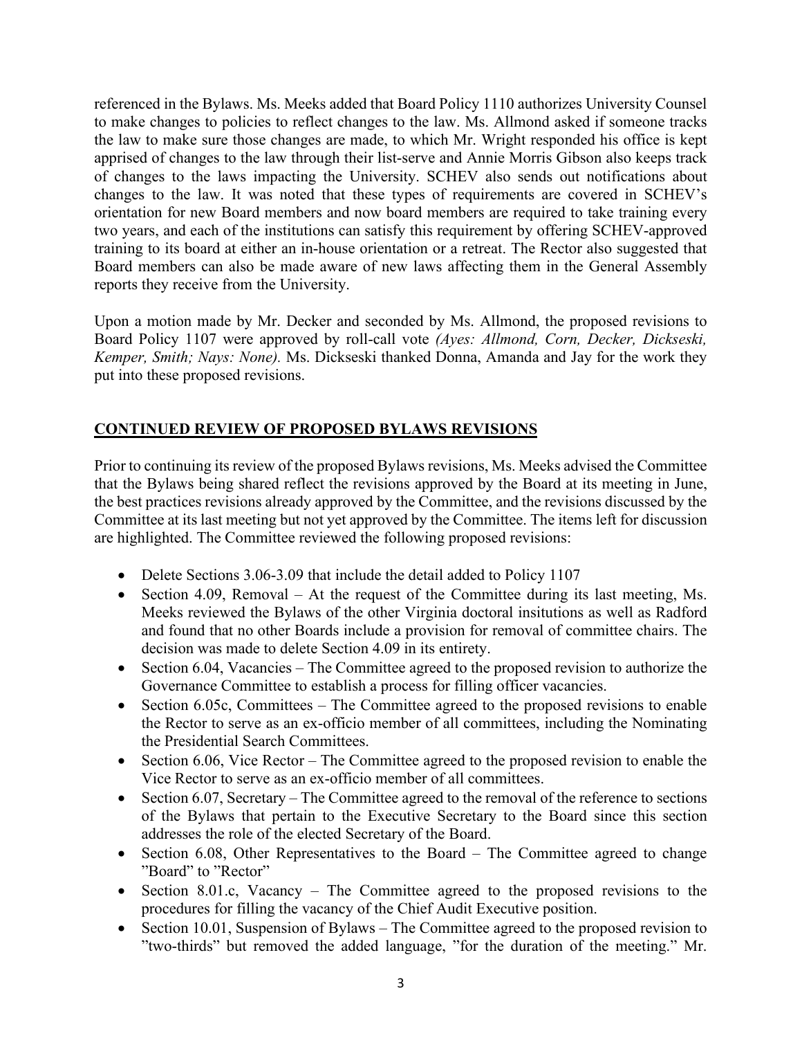referenced in the Bylaws. Ms. Meeks added that Board Policy 1110 authorizes University Counsel to make changes to policies to reflect changes to the law. Ms. Allmond asked if someone tracks the law to make sure those changes are made, to which Mr. Wright responded his office is kept apprised of changes to the law through their list-serve and Annie Morris Gibson also keeps track of changes to the laws impacting the University. SCHEV also sends out notifications about changes to the law. It was noted that these types of requirements are covered in SCHEV's orientation for new Board members and now board members are required to take training every two years, and each of the institutions can satisfy this requirement by offering SCHEV-approved training to its board at either an in-house orientation or a retreat. The Rector also suggested that Board members can also be made aware of new laws affecting them in the General Assembly reports they receive from the University.

Upon a motion made by Mr. Decker and seconded by Ms. Allmond, the proposed revisions to Board Policy 1107 were approved by roll-call vote *(Ayes: Allmond, Corn, Decker, Dickseski, Kemper, Smith; Nays: None).* Ms. Dickseski thanked Donna, Amanda and Jay for the work they put into these proposed revisions.

## CONTINUED REVIEW OF PROPOSED BYLAWS REVISIONS

Prior to continuing its review of the proposed Bylaws revisions, Ms. Meeks advised the Committee that the Bylaws being shared reflect the revisions approved by the Board at its meeting in June, the best practices revisions already approved by the Committee, and the revisions discussed by the Committee at its last meeting but not yet approved by the Committee. The items left for discussion are highlighted. The Committee reviewed the following proposed revisions:

- Delete Sections 3.06-3.09 that include the detail added to Policy 1107
- Section 4.09, Removal – At the request of the Committee during its last meeting, Ms. Meeks reviewed the Bylaws of the other Virginia doctoral insitutions as well as Radford and found that no other Boards include a provision for removal of committee chairs. The decision was made to delete Section 4.09 in its entirety.
- Section 6.04, Vacancies – The Committee agreed to the proposed revision to authorize the Governance Committee to establish a process for filling officer vacancies.
- Section 6.05c, Committees – The Committee agreed to the proposed revisions to enable the Rector to serve as an ex-officio member of all committees, including the Nominating the Presidential Search Committees.
- Section 6.06, Vice Rector – The Committee agreed to the proposed revision to enable the Vice Rector to serve as an ex-officio member of all committees.
- Section 6.07, Secretary – The Committee agreed to the removal of the reference to sections of the Bylaws that pertain to the Executive Secretary to the Board since this section addresses the role of the elected Secretary of the Board.
- Section 6.08, Other Representatives to the Board – The Committee agreed to change "Board" to "Rector"
- Section 8.01.c, Vacancy – The Committee agreed to the proposed revisions to the procedures for filling the vacancy of the Chief Audit Executive position.
- Section 10.01, Suspension of Bylaws – The Committee agreed to the proposed revision to "two-thirds" but removed the added language, "for the duration of the meeting." Mr.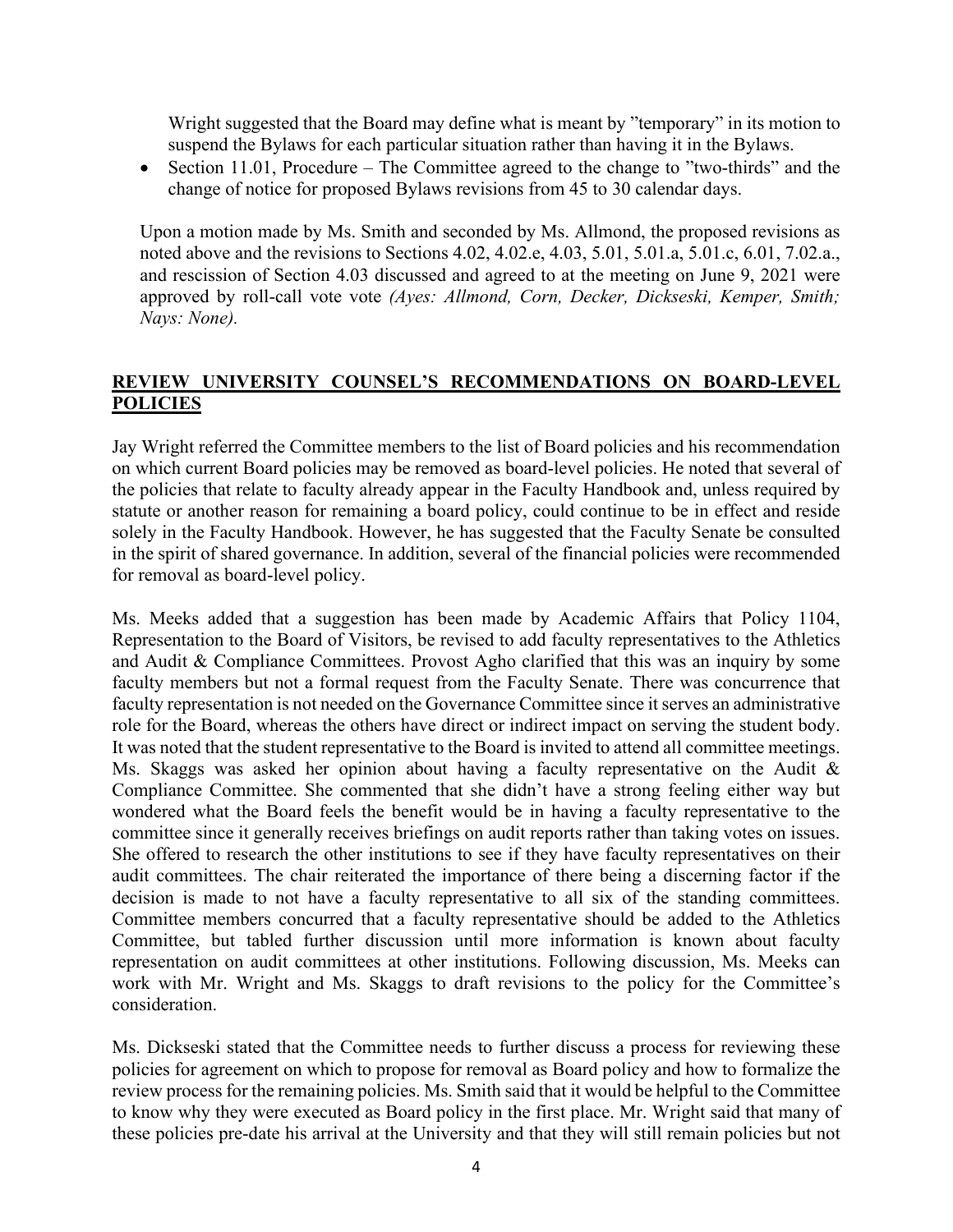Wright suggested that the Board may define what is meant by "temporary" in its motion to suspend the Bylaws for each particular situation rather than having it in the Bylaws.

- Section 11.01, Procedure – The Committee agreed to the change to "two-thirds" and the change of notice for proposed Bylaws revisions from 45 to 30 calendar days.

Upon a motion made by Ms. Smith and seconded by Ms. Allmond, the proposed revisions as noted above and the revisions to Sections 4.02, 4.02.e, 4.03, 5.01, 5.01.a, 5.01.c, 6.01, 7.02.a., and rescission of Section 4.03 discussed and agreed to at the meeting on June 9, 2021 were approved by roll-call vote vote *(Ayes: Allmond, Corn, Decker, Dickseski, Kemper, Smith; Nays: None).*

## REVIEW UNIVERSITY COUNSEL'S RECOMMENDATIONS ON BOARD-LEVEL POLICIES

Jay Wright referred the Committee members to the list of Board policies and his recommendation on which current Board policies may be removed as board-level policies. He noted that several of the policies that relate to faculty already appear in the Faculty Handbook and, unless required by statute or another reason for remaining a board policy, could continue to be in effect and reside solely in the Faculty Handbook. However, he has suggested that the Faculty Senate be consulted in the spirit of shared governance. In addition, several of the financial policies were recommended for removal as board-level policy.

Ms. Meeks added that a suggestion has been made by Academic Affairs that Policy 1104, Representation to the Board of Visitors, be revised to add faculty representatives to the Athletics and Audit & Compliance Committees. Provost Agho clarified that this was an inquiry by some faculty members but not a formal request from the Faculty Senate. There was concurrence that faculty representation is not needed on the Governance Committee since it serves an administrative role for the Board, whereas the others have direct or indirect impact on serving the student body. It was noted that the student representative to the Board is invited to attend all committee meetings. Ms. Skaggs was asked her opinion about having a faculty representative on the Audit & Compliance Committee. She commented that she didn't have a strong feeling either way but wondered what the Board feels the benefit would be in having a faculty representative to the committee since it generally receives briefings on audit reports rather than taking votes on issues. She offered to research the other institutions to see if they have faculty representatives on their audit committees. The chair reiterated the importance of there being a discerning factor if the decision is made to not have a faculty representative to all six of the standing committees. Committee members concurred that a faculty representative should be added to the Athletics Committee, but tabled further discussion until more information is known about faculty representation on audit committees at other institutions. Following discussion, Ms. Meeks can work with Mr. Wright and Ms. Skaggs to draft revisions to the policy for the Committee's consideration.

Ms. Dickseski stated that the Committee needs to further discuss a process for reviewing these policies for agreement on which to propose for removal as Board policy and how to formalize the review process for the remaining policies. Ms. Smith said that it would be helpful to the Committee to know why they were executed as Board policy in the first place. Mr. Wright said that many of these policies pre-date his arrival at the University and that they will still remain policies but not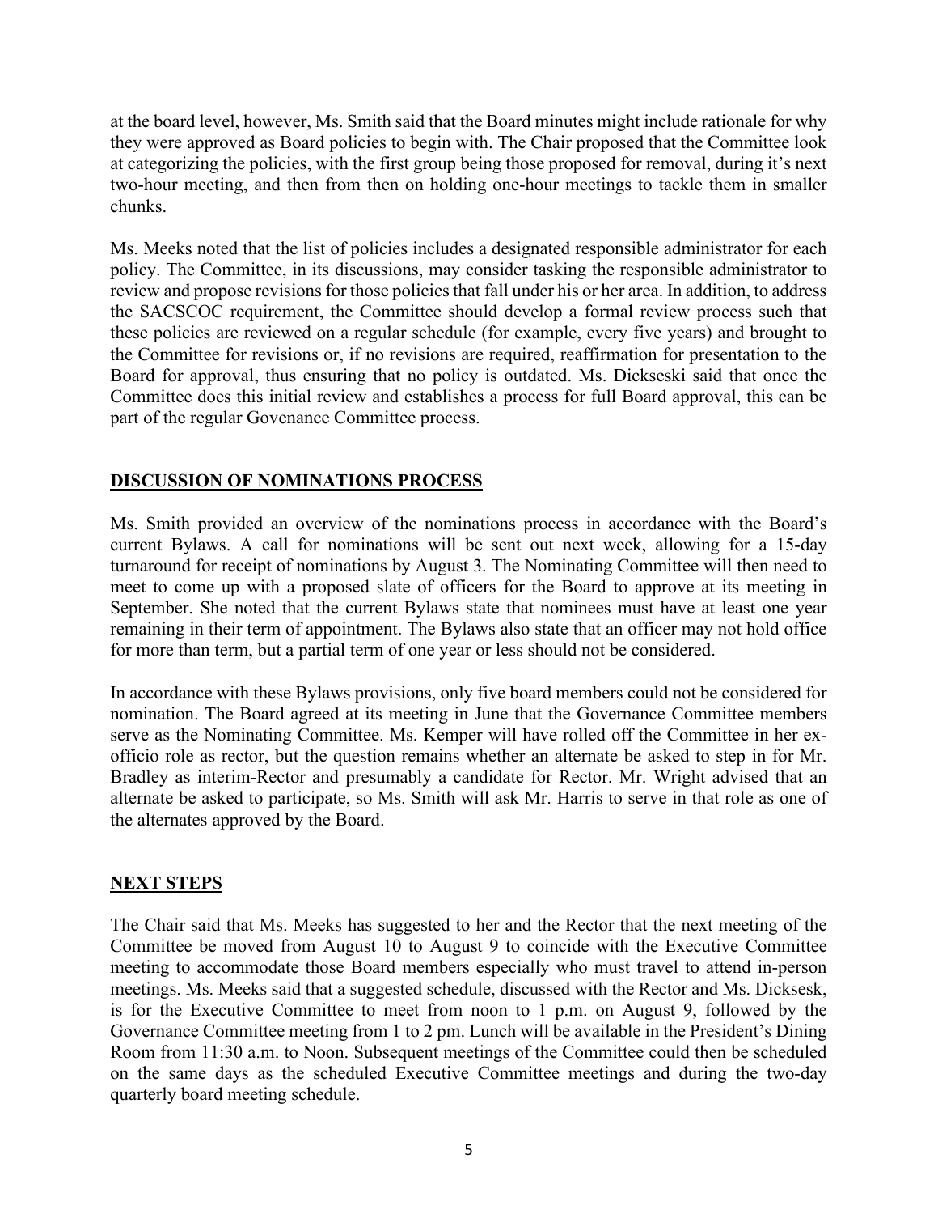at the board level, however, Ms. Smith said that the Board minutes might include rationale for why they were approved as Board policies to begin with. The Chair proposed that the Committee look at categorizing the policies, with the first group being those proposed for removal, during it's next two-hour meeting, and then from then on holding one-hour meetings to tackle them in smaller chunks.

Ms. Meeks noted that the list of policies includes a designated responsible administrator for each policy. The Committee, in its discussions, may consider tasking the responsible administrator to review and propose revisions for those policies that fall under his or her area. In addition, to address the SACSCOC requirement, the Committee should develop a formal review process such that these policies are reviewed on a regular schedule (for example, every five years) and brought to the Committee for revisions or, if no revisions are required, reaffirmation for presentation to the Board for approval, thus ensuring that no policy is outdated. Ms. Dickseski said that once the Committee does this initial review and establishes a process for full Board approval, this can be part of the regular Govenance Committee process.

## DISCUSSION OF NOMINATIONS PROCESS

Ms. Smith provided an overview of the nominations process in accordance with the Board's current Bylaws. A call for nominations will be sent out next week, allowing for a 15-day turnaround for receipt of nominations by August 3. The Nominating Committee will then need to meet to come up with a proposed slate of officers for the Board to approve at its meeting in September. She noted that the current Bylaws state that nominees must have at least one year remaining in their term of appointment. The Bylaws also state that an officer may not hold office for more than term, but a partial term of one year or less should not be considered.

In accordance with these Bylaws provisions, only five board members could not be considered for nomination. The Board agreed at its meeting in June that the Governance Committee members serve as the Nominating Committee. Ms. Kemper will have rolled off the Committee in her ex-officio role as rector, but the question remains whether an alternate be asked to step in for Mr. Bradley as interim-Rector and presumably a candidate for Rector. Mr. Wright advised that an alternate be asked to participate, so Ms. Smith will ask Mr. Harris to serve in that role as one of the alternates approved by the Board.

## NEXT STEPS

The Chair said that Ms. Meeks has suggested to her and the Rector that the next meeting of the Committee be moved from August 10 to August 9 to coincide with the Executive Committee meeting to accommodate those Board members especially who must travel to attend in-person meetings. Ms. Meeks said that a suggested schedule, discussed with the Rector and Ms. Dicksesk, is for the Executive Committee to meet from noon to 1 p.m. on August 9, followed by the Governance Committee meeting from 1 to 2 pm. Lunch will be available in the President's Dining Room from 11:30 a.m. to Noon. Subsequent meetings of the Committee could then be scheduled on the same days as the scheduled Executive Committee meetings and during the two-day quarterly board meeting schedule.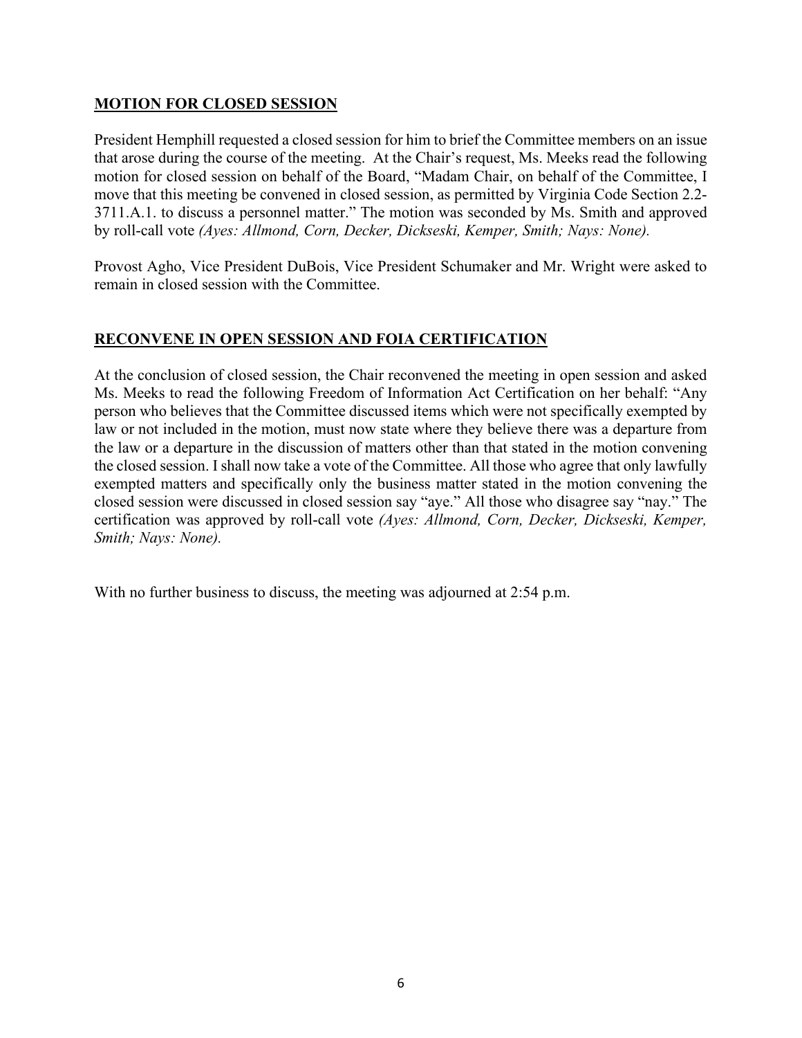## **MOTION FOR CLOSED SESSION**

President Hemphill requested a closed session for him to brief the Committee members on an issue that arose during the course of the meeting. At the Chair's request, Ms. Meeks read the following motion for closed session on behalf of the Board, "Madam Chair, on behalf of the Committee, I move that this meeting be convened in closed session, as permitted by Virginia Code Section 2.2-3711.A.1. to discuss a personnel matter." The motion was seconded by Ms. Smith and approved by roll-call vote *(Ayes: Allmond, Corn, Decker, Dickseski, Kemper, Smith; Nays: None).*

Provost Agho, Vice President DuBois, Vice President Schumaker and Mr. Wright were asked to remain in closed session with the Committee.

## **RECONVENE IN OPEN SESSION AND FOIA CERTIFICATION**

At the conclusion of closed session, the Chair reconvened the meeting in open session and asked Ms. Meeks to read the following Freedom of Information Act Certification on her behalf: "Any person who believes that the Committee discussed items which were not specifically exempted by law or not included in the motion, must now state where they believe there was a departure from the law or a departure in the discussion of matters other than that stated in the motion convening the closed session. I shall now take a vote of the Committee. All those who agree that only lawfully exempted matters and specifically only the business matter stated in the motion convening the closed session were discussed in closed session say "aye." All those who disagree say "nay." The certification was approved by roll-call vote *(Ayes: Allmond, Corn, Decker, Dickseski, Kemper, Smith; Nays: None).*

With no further business to discuss, the meeting was adjourned at 2:54 p.m.